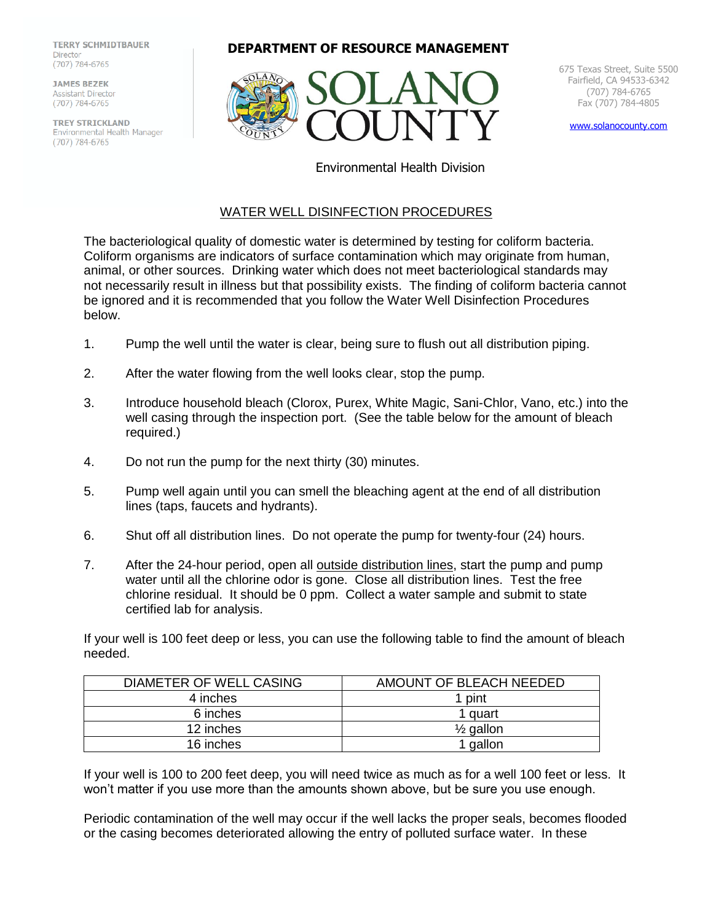TERRY SCHMIDTBAUER
Director
(707) 784-6765

JAMES BEZEK
Assistant Director
(707) 784-6765

TREY STRICKLAND
Environmental Health Manager
(707) 784-6765

**DEPARTMENT OF RESOURCE MANAGEMENT**

# SOLANO COUNTY

675 Texas Street, Suite 5500
Fairfield, CA 94533-6342
(707) 784-6765
Fax (707) 784-4805

www.solanocounty.com

Environmental Health Division

## WATER WELL DISINFECTION PROCEDURES

The bacteriological quality of domestic water is determined by testing for coliform bacteria. Coliform organisms are indicators of surface contamination which may originate from human, animal, or other sources. Drinking water which does not meet bacteriological standards may not necessarily result in illness but that possibility exists. The finding of coliform bacteria cannot be ignored and it is recommended that you follow the Water Well Disinfection Procedures below.

1. Pump the well until the water is clear, being sure to flush out all distribution piping.

2. After the water flowing from the well looks clear, stop the pump.

3. Introduce household bleach (Clorox, Purex, White Magic, Sani-Chlor, Vano, etc.) into the well casing through the inspection port. (See the table below for the amount of bleach required.)

4. Do not run the pump for the next thirty (30) minutes.

5. Pump well again until you can smell the bleaching agent at the end of all distribution lines (taps, faucets and hydrants).

6. Shut off all distribution lines. Do not operate the pump for twenty-four (24) hours.

7. After the 24-hour period, open all outside distribution lines, start the pump and pump water until all the chlorine odor is gone. Close all distribution lines. Test the free chlorine residual. It should be 0 ppm. Collect a water sample and submit to state certified lab for analysis.

If your well is 100 feet deep or less, you can use the following table to find the amount of bleach needed.

| DIAMETER OF WELL CASING | AMOUNT OF BLEACH NEEDED |
|---|---|
| 4 inches | 1 pint |
| 6 inches | 1 quart |
| 12 inches | ½ gallon |
| 16 inches | 1 gallon |

If your well is 100 to 200 feet deep, you will need twice as much as for a well 100 feet or less. It won't matter if you use more than the amounts shown above, but be sure you use enough.

Periodic contamination of the well may occur if the well lacks the proper seals, becomes flooded or the casing becomes deteriorated allowing the entry of polluted surface water. In these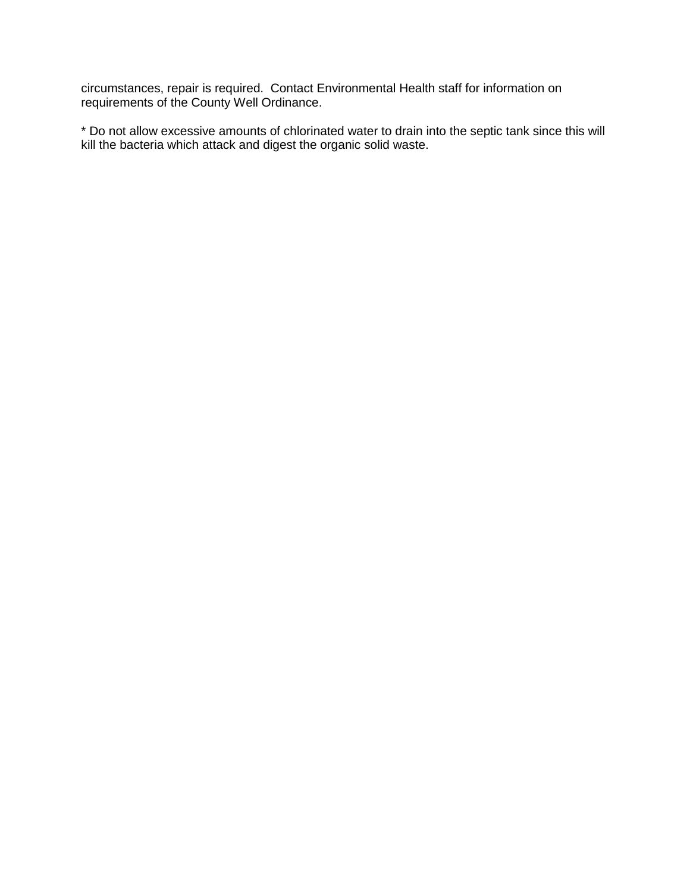circumstances, repair is required. Contact Environmental Health staff for information on requirements of the County Well Ordinance.

* Do not allow excessive amounts of chlorinated water to drain into the septic tank since this will kill the bacteria which attack and digest the organic solid waste.